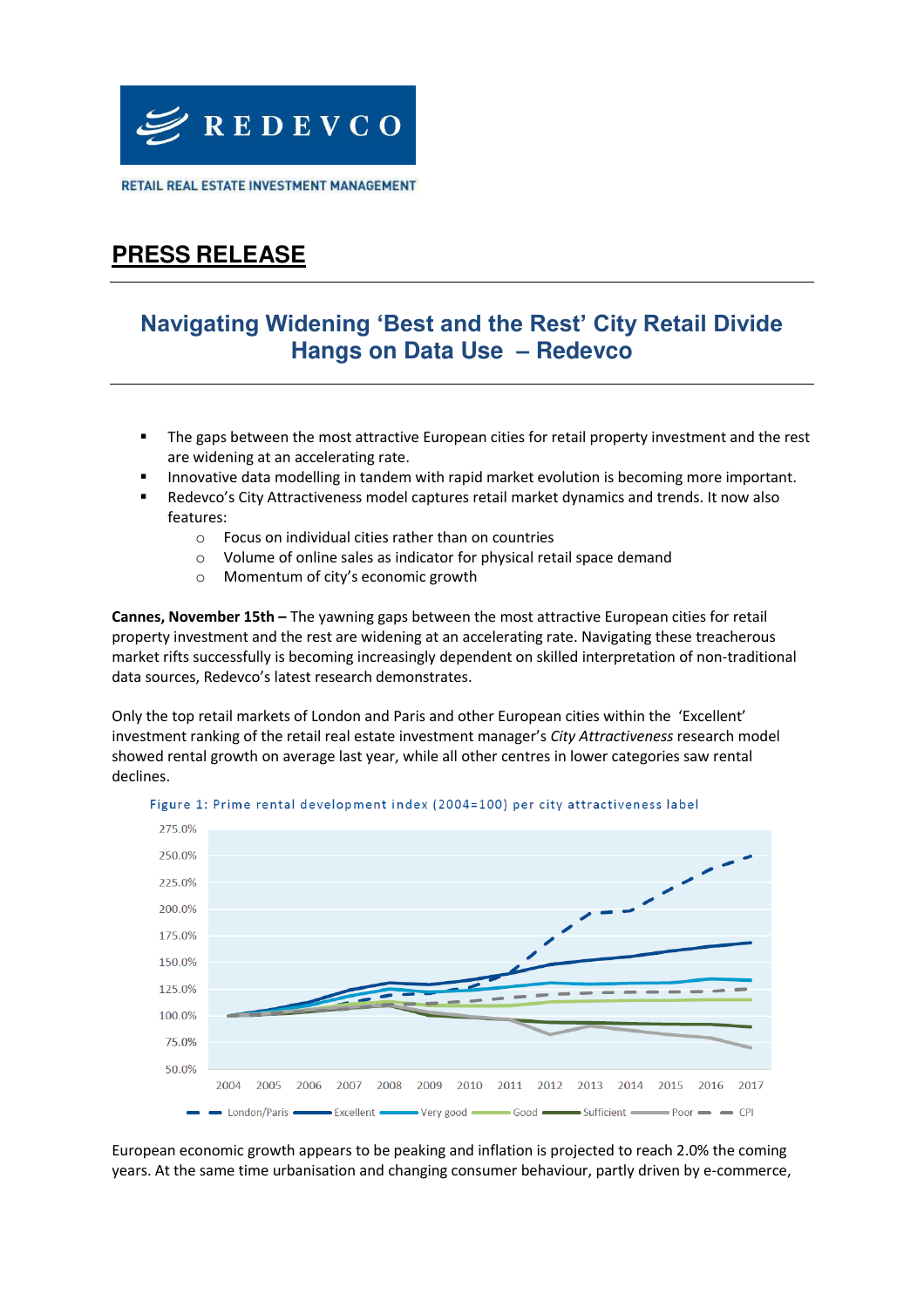REDEVCO

RETAIL REAL ESTATE INVESTMENT MANAGEMENT

# PRESS RELEASE

## Navigating Widening 'Best and the Rest' City Retail Divide Hangs on Data Use – Redevco

- The gaps between the most attractive European cities for retail property investment and the rest are widening at an accelerating rate.
- Innovative data modelling in tandem with rapid market evolution is becoming more important.
- Redevco's City Attractiveness model captures retail market dynamics and trends. It now also features:
  - Focus on individual cities rather than on countries
  - Volume of online sales as indicator for physical retail space demand
  - Momentum of city's economic growth

**Cannes, November 15th –** The yawning gaps between the most attractive European cities for retail property investment and the rest are widening at an accelerating rate. Navigating these treacherous market rifts successfully is becoming increasingly dependent on skilled interpretation of non-traditional data sources, Redevco's latest research demonstrates.

Only the top retail markets of London and Paris and other European cities within the 'Excellent' investment ranking of the retail real estate investment manager's *City Attractiveness* research model showed rental growth on average last year, while all other centres in lower categories saw rental declines.

Figure 1: Prime rental development index (2004=100) per city attractiveness label

European economic growth appears to be peaking and inflation is projected to reach 2.0% the coming years. At the same time urbanisation and changing consumer behaviour, partly driven by e-commerce,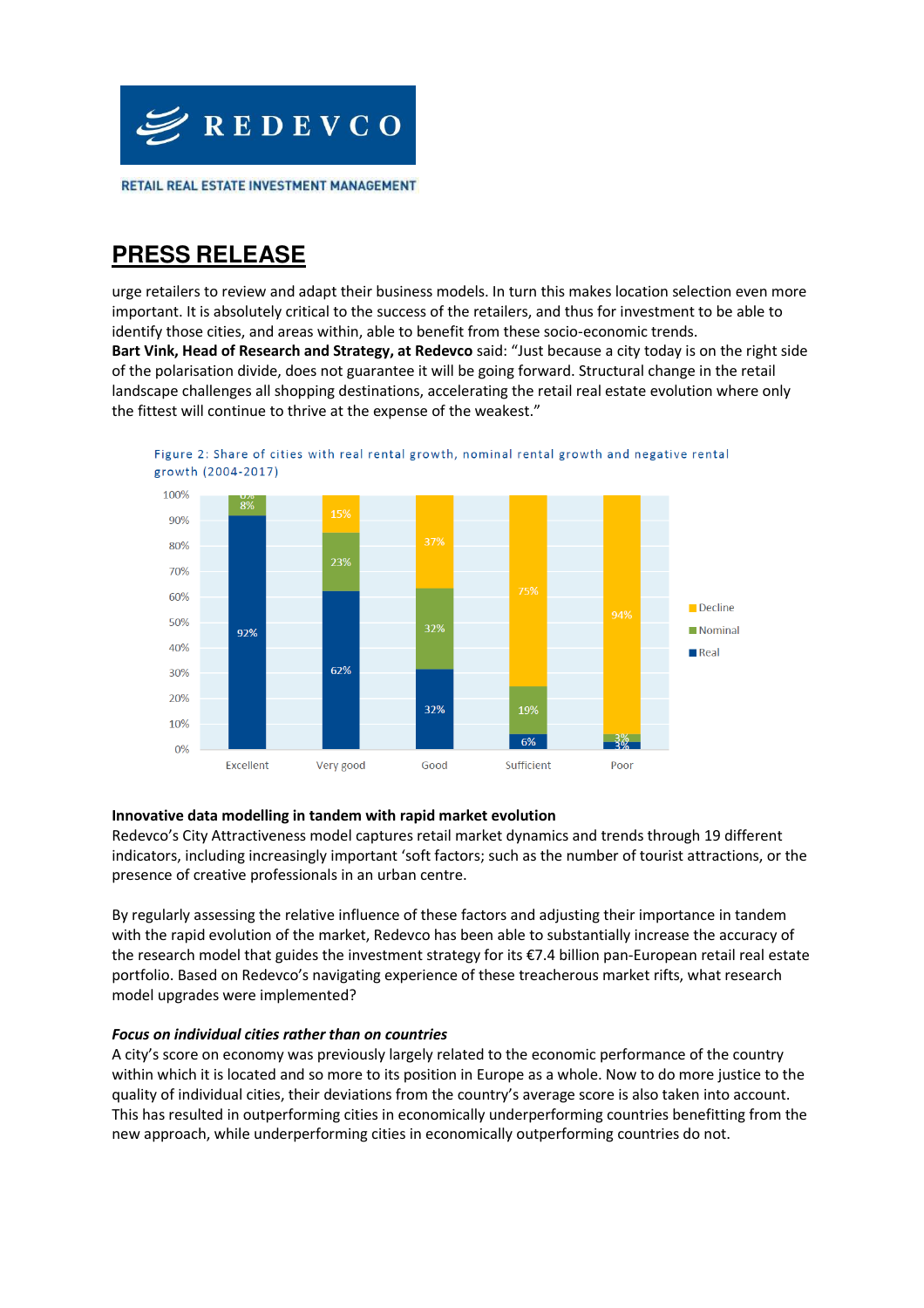urge retailers to review and adapt their business models. In turn this makes location selection even more important. It is absolutely critical to the success of the retailers, and thus for investment to be able to identify those cities, and areas within, able to benefit from these socio-economic trends.

**Bart Vink, Head of Research and Strategy, at Redevco** said: "Just because a city today is on the right side of the polarisation divide, does not guarantee it will be going forward. Structural change in the retail landscape challenges all shopping destinations, accelerating the retail real estate evolution where only the fittest will continue to thrive at the expense of the weakest."

Figure 2: Share of cities with real rental growth, nominal rental growth and negative rental growth (2004-2017)

| | Excellent | Very good | Good | Sufficient | Poor |
|---|---|---|---|---|---|
| Decline | 0% | 15% | 37% | 75% | 94% |
| Nominal | 8% | 23% | 32% | 19% | 3% |
| Real | 92% | 62% | 32% | 6% | 3% |

**Innovative data modelling in tandem with rapid market evolution**

Redevco's City Attractiveness model captures retail market dynamics and trends through 19 different indicators, including increasingly important 'soft factors; such as the number of tourist attractions, or the presence of creative professionals in an urban centre.

By regularly assessing the relative influence of these factors and adjusting their importance in tandem with the rapid evolution of the market, Redevco has been able to substantially increase the accuracy of the research model that guides the investment strategy for its €7.4 billion pan-European retail real estate portfolio. Based on Redevco's navigating experience of these treacherous market rifts, what research model upgrades were implemented?

***Focus on individual cities rather than on countries***

A city's score on economy was previously largely related to the economic performance of the country within which it is located and so more to its position in Europe as a whole. Now to do more justice to the quality of individual cities, their deviations from the country's average score is also taken into account. This has resulted in outperforming cities in economically underperforming countries benefitting from the new approach, while underperforming cities in economically outperforming countries do not.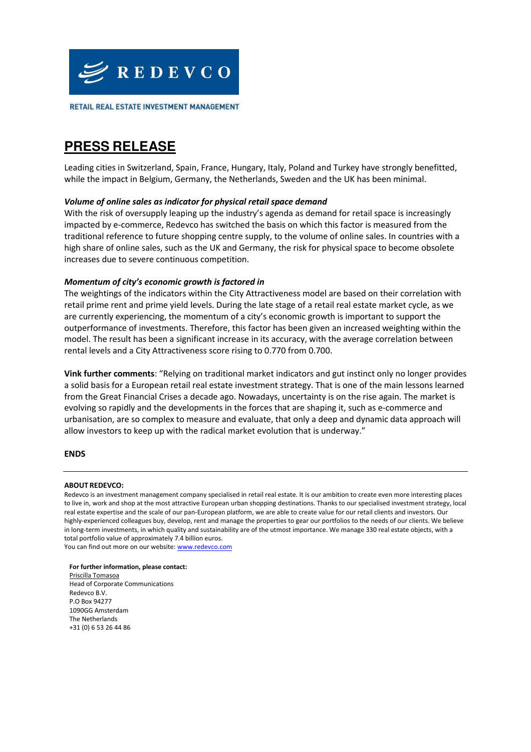REDEVCO

RETAIL REAL ESTATE INVESTMENT MANAGEMENT

# PRESS RELEASE

Leading cities in Switzerland, Spain, France, Hungary, Italy, Poland and Turkey have strongly benefitted, while the impact in Belgium, Germany, the Netherlands, Sweden and the UK has been minimal.

***Volume of online sales as indicator for physical retail space demand***

With the risk of oversupply leaping up the industry's agenda as demand for retail space is increasingly impacted by e-commerce, Redevco has switched the basis on which this factor is measured from the traditional reference to future shopping centre supply, to the volume of online sales. In countries with a high share of online sales, such as the UK and Germany, the risk for physical space to become obsolete increases due to severe continuous competition.

***Momentum of city's economic growth is factored in***

The weightings of the indicators within the City Attractiveness model are based on their correlation with retail prime rent and prime yield levels. During the late stage of a retail real estate market cycle, as we are currently experiencing, the momentum of a city's economic growth is important to support the outperformance of investments. Therefore, this factor has been given an increased weighting within the model. The result has been a significant increase in its accuracy, with the average correlation between rental levels and a City Attractiveness score rising to 0.770 from 0.700.

**Vink further comments**: "Relying on traditional market indicators and gut instinct only no longer provides a solid basis for a European retail real estate investment strategy. That is one of the main lessons learned from the Great Financial Crises a decade ago. Nowadays, uncertainty is on the rise again. The market is evolving so rapidly and the developments in the forces that are shaping it, such as e-commerce and urbanisation, are so complex to measure and evaluate, that only a deep and dynamic data approach will allow investors to keep up with the radical market evolution that is underway."

**ENDS**

---

**ABOUT REDEVCO:**

Redevco is an investment management company specialised in retail real estate. It is our ambition to create even more interesting places to live in, work and shop at the most attractive European urban shopping destinations. Thanks to our specialised investment strategy, local real estate expertise and the scale of our pan-European platform, we are able to create value for our retail clients and investors. Our highly-experienced colleagues buy, develop, rent and manage the properties to gear our portfolios to the needs of our clients. We believe in long-term investments, in which quality and sustainability are of the utmost importance. We manage 330 real estate objects, with a total portfolio value of approximately 7.4 billion euros.

You can find out more on our website: www.redevco.com

**For further information, please contact:**

Priscilla Tomasoa
Head of Corporate Communications
Redevco B.V.
P.O Box 94277
1090GG Amsterdam
The Netherlands
+31 (0) 6 53 26 44 86